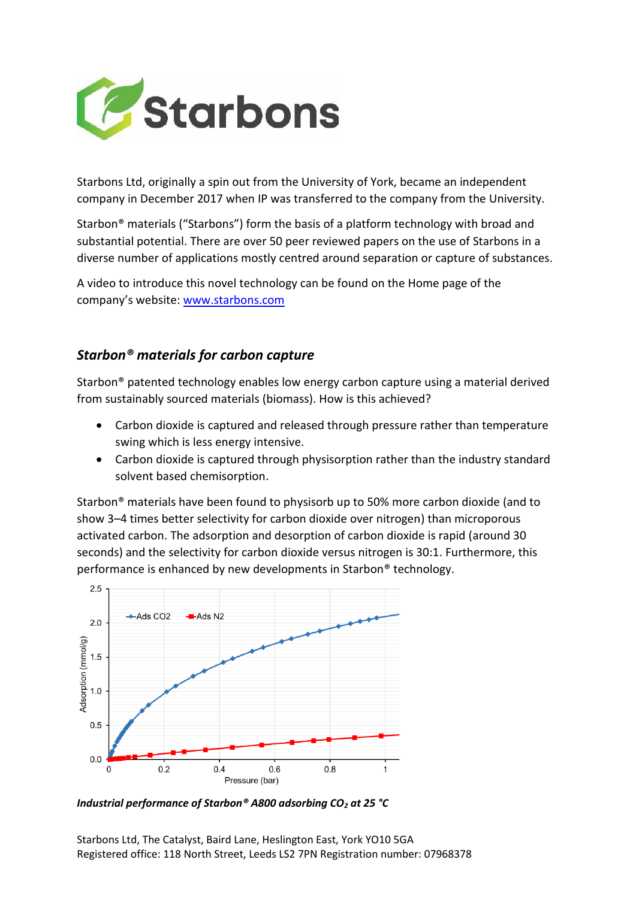Starbons Ltd, originally a spin out from the University of York, became an independent company in December 2017 when IP was transferred to the company from the University.

Starbon® materials ("Starbons") form the basis of a platform technology with broad and substantial potential. There are over 50 peer reviewed papers on the use of Starbons in a diverse number of applications mostly centred around separation or capture of substances.

A video to introduce this novel technology can be found on the Home page of the company's website: [www.starbons.com](http://www.starbons.com)

## *Starbon® materials for carbon capture*

Starbon® patented technology enables low energy carbon capture using a material derived from sustainably sourced materials (biomass). How is this achieved?

- Carbon dioxide is captured and released through pressure rather than temperature swing which is less energy intensive.
- Carbon dioxide is captured through physisorption rather than the industry standard solvent based chemisorption.

Starbon® materials have been found to physisorb up to 50% more carbon dioxide (and to show 3–4 times better selectivity for carbon dioxide over nitrogen) than microporous activated carbon. The adsorption and desorption of carbon dioxide is rapid (around 30 seconds) and the selectivity for carbon dioxide versus nitrogen is 30:1. Furthermore, this performance is enhanced by new developments in Starbon® technology.

***Industrial performance of Starbon® A800 adsorbing $CO_2$ at 25 °C***

Starbons Ltd, The Catalyst, Baird Lane, Heslington East, York YO10 5GA
Registered office: 118 North Street, Leeds LS2 7PN Registration number: 07968378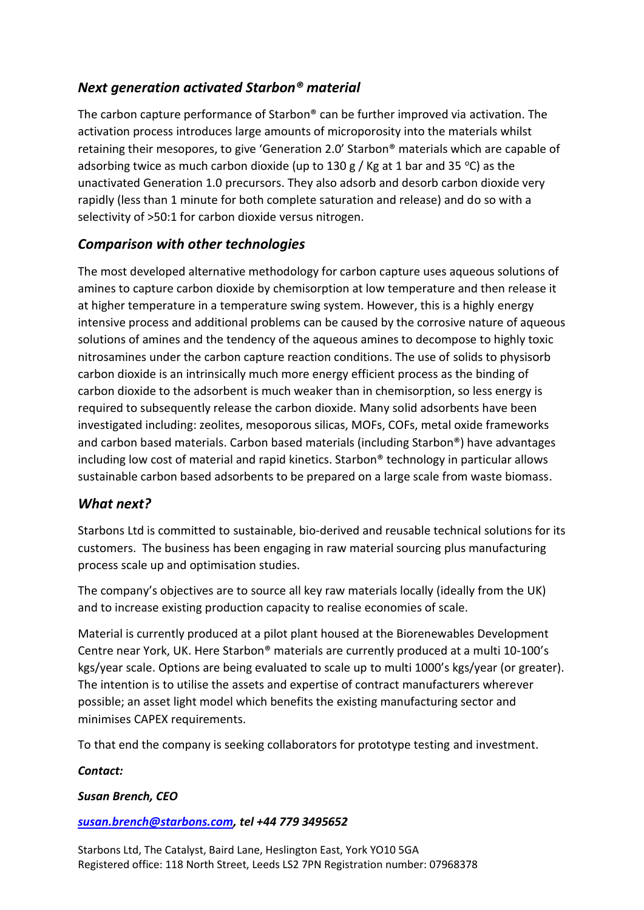## *Next generation activated Starbon® material*

The carbon capture performance of Starbon® can be further improved via activation. The activation process introduces large amounts of microporosity into the materials whilst retaining their mesopores, to give 'Generation 2.0' Starbon® materials which are capable of adsorbing twice as much carbon dioxide (up to 130 g / Kg at 1 bar and 35 $^{o}$C) as the unactivated Generation 1.0 precursors. They also adsorb and desorb carbon dioxide very rapidly (less than 1 minute for both complete saturation and release) and do so with a selectivity of >50:1 for carbon dioxide versus nitrogen.

## *Comparison with other technologies*

The most developed alternative methodology for carbon capture uses aqueous solutions of amines to capture carbon dioxide by chemisorption at low temperature and then release it at higher temperature in a temperature swing system. However, this is a highly energy intensive process and additional problems can be caused by the corrosive nature of aqueous solutions of amines and the tendency of the aqueous amines to decompose to highly toxic nitrosamines under the carbon capture reaction conditions. The use of solids to physisorb carbon dioxide is an intrinsically much more energy efficient process as the binding of carbon dioxide to the adsorbent is much weaker than in chemisorption, so less energy is required to subsequently release the carbon dioxide. Many solid adsorbents have been investigated including: zeolites, mesoporous silicas, MOFs, COFs, metal oxide frameworks and carbon based materials. Carbon based materials (including Starbon®) have advantages including low cost of material and rapid kinetics. Starbon® technology in particular allows sustainable carbon based adsorbents to be prepared on a large scale from waste biomass.

## *What next?*

Starbons Ltd is committed to sustainable, bio-derived and reusable technical solutions for its customers. The business has been engaging in raw material sourcing plus manufacturing process scale up and optimisation studies.

The company's objectives are to source all key raw materials locally (ideally from the UK) and to increase existing production capacity to realise economies of scale.

Material is currently produced at a pilot plant housed at the Biorenewables Development Centre near York, UK. Here Starbon® materials are currently produced at a multi 10-100's kgs/year scale. Options are being evaluated to scale up to multi 1000's kgs/year (or greater). The intention is to utilise the assets and expertise of contract manufacturers wherever possible; an asset light model which benefits the existing manufacturing sector and minimises CAPEX requirements.

To that end the company is seeking collaborators for prototype testing and investment.

***Contact:***

***Susan Brench, CEO***

***susan.brench@starbons.com, tel +44 779 3495652***

Starbons Ltd, The Catalyst, Baird Lane, Heslington East, York YO10 5GA
Registered office: 118 North Street, Leeds LS2 7PN Registration number: 07968378